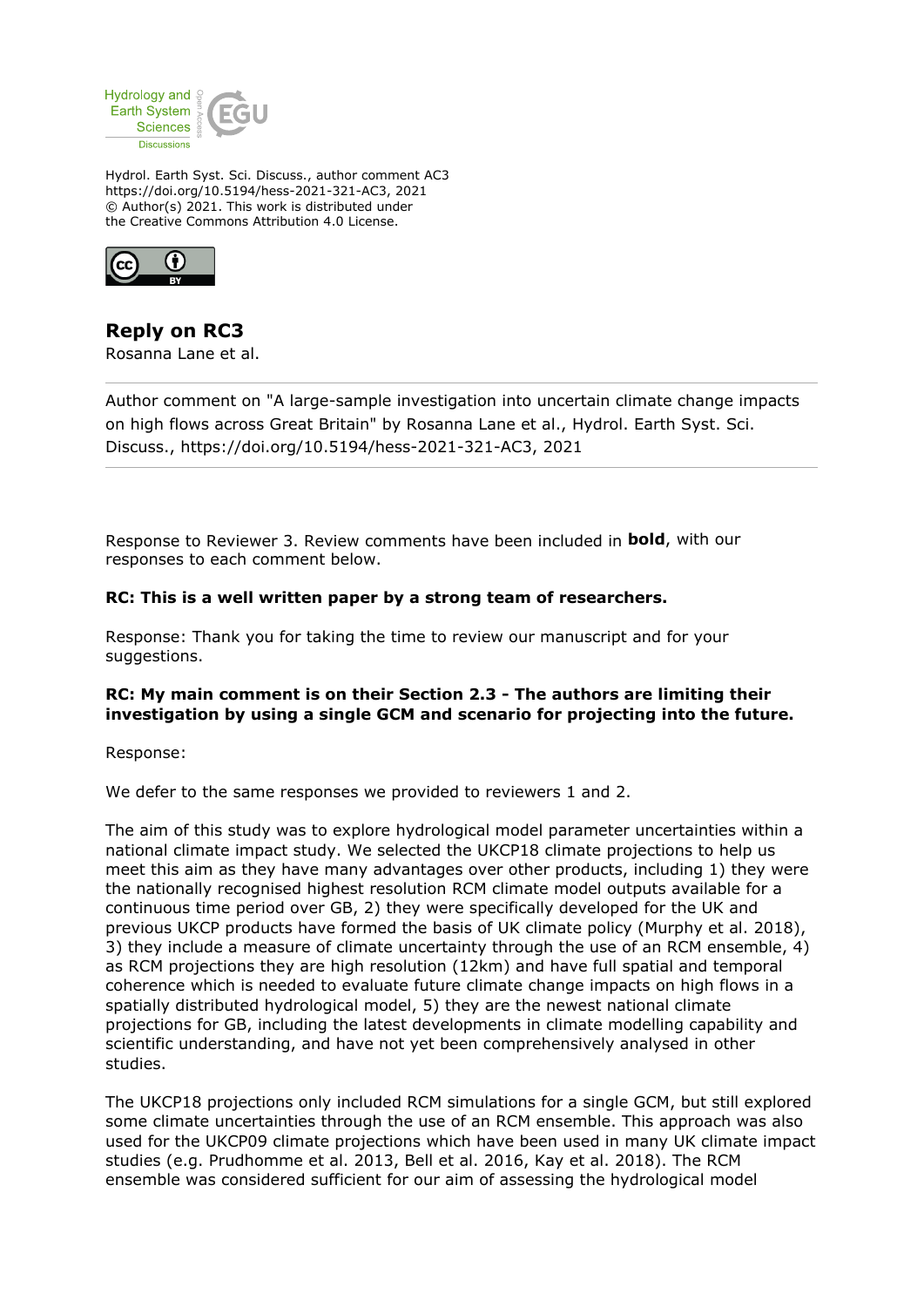Hydrology and Earth System Sciences Discussions

Hydrol. Earth Syst. Sci. Discuss., author comment AC3
https://doi.org/10.5194/hess-2021-321-AC3, 2021
© Author(s) 2021. This work is distributed under the Creative Commons Attribution 4.0 License.

## Reply on RC3

Rosanna Lane et al.

---

Author comment on "A large-sample investigation into uncertain climate change impacts on high flows across Great Britain" by Rosanna Lane et al., Hydrol. Earth Syst. Sci. Discuss., https://doi.org/10.5194/hess-2021-321-AC3, 2021

---

Response to Reviewer 3. Review comments have been included in **bold**, with our responses to each comment below.

**RC: This is a well written paper by a strong team of researchers.**

Response: Thank you for taking the time to review our manuscript and for your suggestions.

**RC: My main comment is on their Section 2.3 - The authors are limiting their investigation by using a single GCM and scenario for projecting into the future.**

Response:

We defer to the same responses we provided to reviewers 1 and 2.

The aim of this study was to explore hydrological model parameter uncertainties within a national climate impact study. We selected the UKCP18 climate projections to help us meet this aim as they have many advantages over other products, including 1) they were the nationally recognised highest resolution RCM climate model outputs available for a continuous time period over GB, 2) they were specifically developed for the UK and previous UKCP products have formed the basis of UK climate policy (Murphy et al. 2018), 3) they include a measure of climate uncertainty through the use of an RCM ensemble, 4) as RCM projections they are high resolution (12km) and have full spatial and temporal coherence which is needed to evaluate future climate change impacts on high flows in a spatially distributed hydrological model, 5) they are the newest national climate projections for GB, including the latest developments in climate modelling capability and scientific understanding, and have not yet been comprehensively analysed in other studies.

The UKCP18 projections only included RCM simulations for a single GCM, but still explored some climate uncertainties through the use of an RCM ensemble. This approach was also used for the UKCP09 climate projections which have been used in many UK climate impact studies (e.g. Prudhomme et al. 2013, Bell et al. 2016, Kay et al. 2018). The RCM ensemble was considered sufficient for our aim of assessing the hydrological model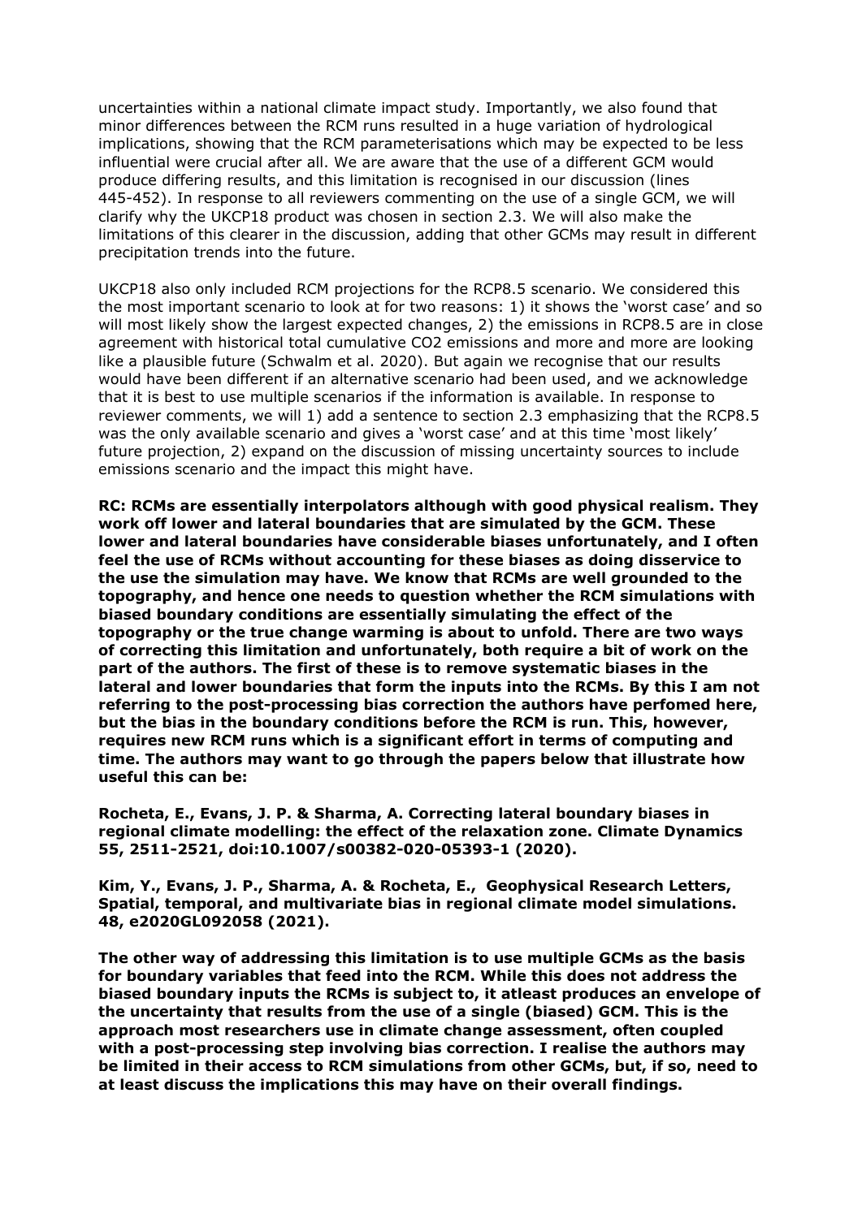uncertainties within a national climate impact study. Importantly, we also found that minor differences between the RCM runs resulted in a huge variation of hydrological implications, showing that the RCM parameterisations which may be expected to be less influential were crucial after all. We are aware that the use of a different GCM would produce differing results, and this limitation is recognised in our discussion (lines 445-452). In response to all reviewers commenting on the use of a single GCM, we will clarify why the UKCP18 product was chosen in section 2.3. We will also make the limitations of this clearer in the discussion, adding that other GCMs may result in different precipitation trends into the future.

UKCP18 also only included RCM projections for the RCP8.5 scenario. We considered this the most important scenario to look at for two reasons: 1) it shows the 'worst case' and so will most likely show the largest expected changes, 2) the emissions in RCP8.5 are in close agreement with historical total cumulative CO2 emissions and more and more are looking like a plausible future (Schwalm et al. 2020). But again we recognise that our results would have been different if an alternative scenario had been used, and we acknowledge that it is best to use multiple scenarios if the information is available. In response to reviewer comments, we will 1) add a sentence to section 2.3 emphasizing that the RCP8.5 was the only available scenario and gives a 'worst case' and at this time 'most likely' future projection, 2) expand on the discussion of missing uncertainty sources to include emissions scenario and the impact this might have.

**RC: RCMs are essentially interpolators although with good physical realism. They work off lower and lateral boundaries that are simulated by the GCM. These lower and lateral boundaries have considerable biases unfortunately, and I often feel the use of RCMs without accounting for these biases as doing disservice to the use the simulation may have. We know that RCMs are well grounded to the topography, and hence one needs to question whether the RCM simulations with biased boundary conditions are essentially simulating the effect of the topography or the true change warming is about to unfold. There are two ways of correcting this limitation and unfortunately, both require a bit of work on the part of the authors. The first of these is to remove systematic biases in the lateral and lower boundaries that form the inputs into the RCMs. By this I am not referring to the post-processing bias correction the authors have perfomed here, but the bias in the boundary conditions before the RCM is run. This, however, requires new RCM runs which is a significant effort in terms of computing and time. The authors may want to go through the papers below that illustrate how useful this can be:**

**Rocheta, E., Evans, J. P. & Sharma, A. Correcting lateral boundary biases in regional climate modelling: the effect of the relaxation zone. Climate Dynamics 55, 2511-2521, doi:10.1007/s00382-020-05393-1 (2020).**

**Kim, Y., Evans, J. P., Sharma, A. & Rocheta, E., Geophysical Research Letters, Spatial, temporal, and multivariate bias in regional climate model simulations. 48, e2020GL092058 (2021).**

**The other way of addressing this limitation is to use multiple GCMs as the basis for boundary variables that feed into the RCM. While this does not address the biased boundary inputs the RCMs is subject to, it atleast produces an envelope of the uncertainty that results from the use of a single (biased) GCM. This is the approach most researchers use in climate change assessment, often coupled with a post-processing step involving bias correction. I realise the authors may be limited in their access to RCM simulations from other GCMs, but, if so, need to at least discuss the implications this may have on their overall findings.**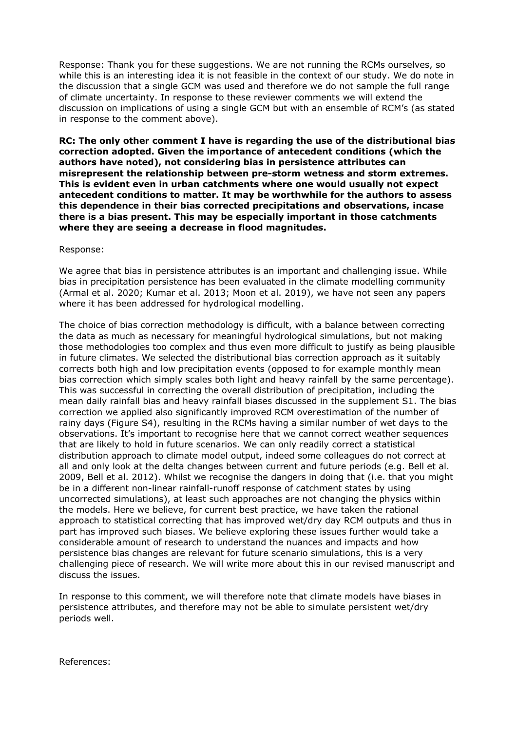Response: Thank you for these suggestions. We are not running the RCMs ourselves, so while this is an interesting idea it is not feasible in the context of our study. We do note in the discussion that a single GCM was used and therefore we do not sample the full range of climate uncertainty. In response to these reviewer comments we will extend the discussion on implications of using a single GCM but with an ensemble of RCM's (as stated in response to the comment above).

**RC: The only other comment I have is regarding the use of the distributional bias correction adopted. Given the importance of antecedent conditions (which the authors have noted), not considering bias in persistence attributes can misrepresent the relationship between pre-storm wetness and storm extremes. This is evident even in urban catchments where one would usually not expect antecedent conditions to matter. It may be worthwhile for the authors to assess this dependence in their bias corrected precipitations and observations, incase there is a bias present. This may be especially important in those catchments where they are seeing a decrease in flood magnitudes.**

Response:

We agree that bias in persistence attributes is an important and challenging issue. While bias in precipitation persistence has been evaluated in the climate modelling community (Armal et al. 2020; Kumar et al. 2013; Moon et al. 2019), we have not seen any papers where it has been addressed for hydrological modelling.

The choice of bias correction methodology is difficult, with a balance between correcting the data as much as necessary for meaningful hydrological simulations, but not making those methodologies too complex and thus even more difficult to justify as being plausible in future climates. We selected the distributional bias correction approach as it suitably corrects both high and low precipitation events (opposed to for example monthly mean bias correction which simply scales both light and heavy rainfall by the same percentage). This was successful in correcting the overall distribution of precipitation, including the mean daily rainfall bias and heavy rainfall biases discussed in the supplement S1. The bias correction we applied also significantly improved RCM overestimation of the number of rainy days (Figure S4), resulting in the RCMs having a similar number of wet days to the observations. It's important to recognise here that we cannot correct weather sequences that are likely to hold in future scenarios. We can only readily correct a statistical distribution approach to climate model output, indeed some colleagues do not correct at all and only look at the delta changes between current and future periods (e.g. Bell et al. 2009, Bell et al. 2012). Whilst we recognise the dangers in doing that (i.e. that you might be in a different non-linear rainfall-runoff response of catchment states by using uncorrected simulations), at least such approaches are not changing the physics within the models. Here we believe, for current best practice, we have taken the rational approach to statistical correcting that has improved wet/dry day RCM outputs and thus in part has improved such biases. We believe exploring these issues further would take a considerable amount of research to understand the nuances and impacts and how persistence bias changes are relevant for future scenario simulations, this is a very challenging piece of research. We will write more about this in our revised manuscript and discuss the issues.

In response to this comment, we will therefore note that climate models have biases in persistence attributes, and therefore may not be able to simulate persistent wet/dry periods well.

References: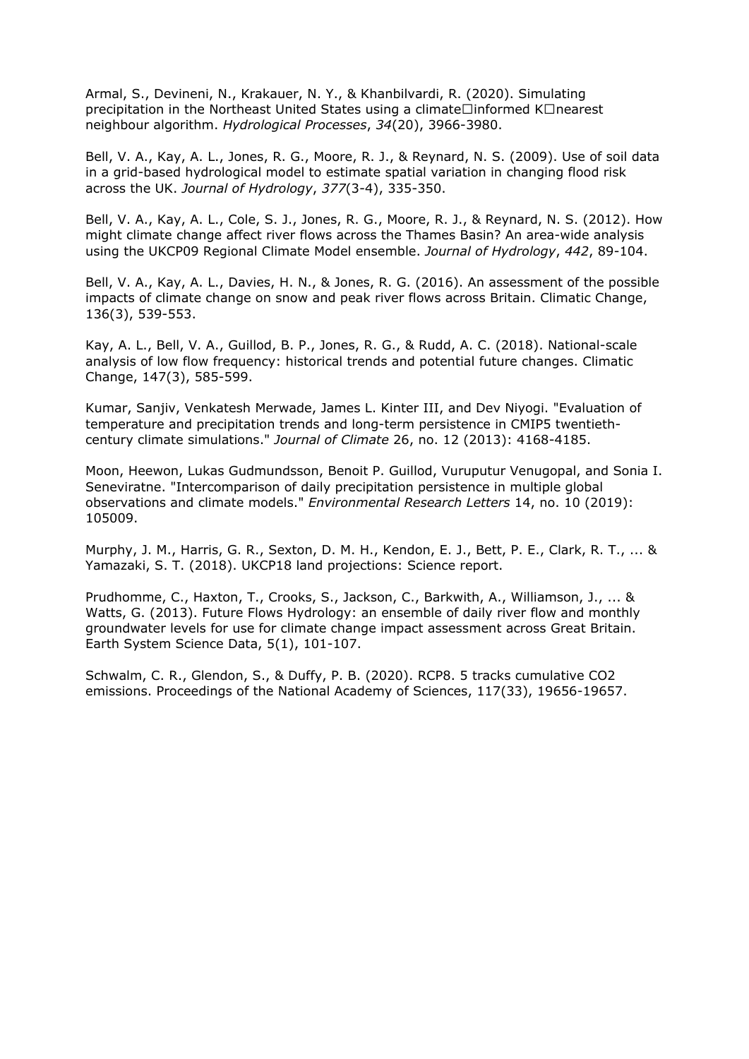Armal, S., Devineni, N., Krakauer, N. Y., & Khanbilvardi, R. (2020). Simulating precipitation in the Northeast United States using a climate□informed K□nearest neighbour algorithm. *Hydrological Processes*, *34*(20), 3966-3980.

Bell, V. A., Kay, A. L., Jones, R. G., Moore, R. J., & Reynard, N. S. (2009). Use of soil data in a grid-based hydrological model to estimate spatial variation in changing flood risk across the UK. *Journal of Hydrology*, *377*(3-4), 335-350.

Bell, V. A., Kay, A. L., Cole, S. J., Jones, R. G., Moore, R. J., & Reynard, N. S. (2012). How might climate change affect river flows across the Thames Basin? An area-wide analysis using the UKCP09 Regional Climate Model ensemble. *Journal of Hydrology*, *442*, 89-104.

Bell, V. A., Kay, A. L., Davies, H. N., & Jones, R. G. (2016). An assessment of the possible impacts of climate change on snow and peak river flows across Britain. Climatic Change, 136(3), 539-553.

Kay, A. L., Bell, V. A., Guillod, B. P., Jones, R. G., & Rudd, A. C. (2018). National-scale analysis of low flow frequency: historical trends and potential future changes. Climatic Change, 147(3), 585-599.

Kumar, Sanjiv, Venkatesh Merwade, James L. Kinter III, and Dev Niyogi. "Evaluation of temperature and precipitation trends and long-term persistence in CMIP5 twentieth-century climate simulations." *Journal of Climate* 26, no. 12 (2013): 4168-4185.

Moon, Heewon, Lukas Gudmundsson, Benoit P. Guillod, Vuruputur Venugopal, and Sonia I. Seneviratne. "Intercomparison of daily precipitation persistence in multiple global observations and climate models." *Environmental Research Letters* 14, no. 10 (2019): 105009.

Murphy, J. M., Harris, G. R., Sexton, D. M. H., Kendon, E. J., Bett, P. E., Clark, R. T., ... & Yamazaki, S. T. (2018). UKCP18 land projections: Science report.

Prudhomme, C., Haxton, T., Crooks, S., Jackson, C., Barkwith, A., Williamson, J., ... & Watts, G. (2013). Future Flows Hydrology: an ensemble of daily river flow and monthly groundwater levels for use for climate change impact assessment across Great Britain. Earth System Science Data, 5(1), 101-107.

Schwalm, C. R., Glendon, S., & Duffy, P. B. (2020). RCP8. 5 tracks cumulative $CO_2$ emissions. Proceedings of the National Academy of Sciences, 117(33), 19656-19657.